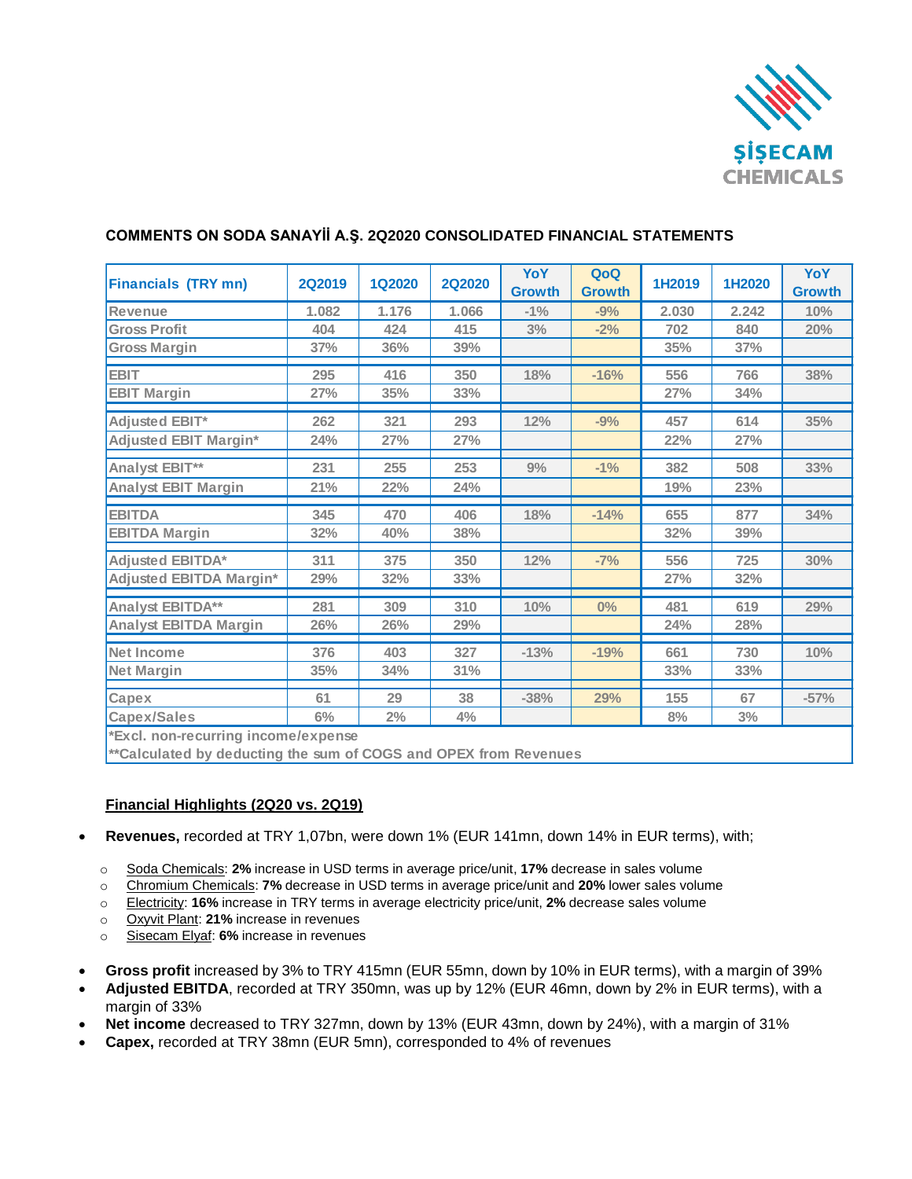ŞİŞECAM CHEMICALS

## COMMENTS ON SODA SANAYİİ A.Ş. 2Q2020 CONSOLIDATED FINANCIAL STATEMENTS

| Financials (TRY mn) | 2Q2019 | 1Q2020 | 2Q2020 | YoY Growth | QoQ Growth | 1H2019 | 1H2020 | YoY Growth |
|---|---|---|---|---|---|---|---|---|
| Revenue | 1.082 | 1.176 | 1.066 | -1% | -9% | 2.030 | 2.242 | 10% |
| Gross Profit | 404 | 424 | 415 | 3% | -2% | 702 | 840 | 20% |
| Gross Margin | 37% | 36% | 39% | | | 35% | 37% | |
| EBIT | 295 | 416 | 350 | 18% | -16% | 556 | 766 | 38% |
| EBIT Margin | 27% | 35% | 33% | | | 27% | 34% | |
| Adjusted EBIT* | 262 | 321 | 293 | 12% | -9% | 457 | 614 | 35% |
| Adjusted EBIT Margin* | 24% | 27% | 27% | | | 22% | 27% | |
| Analyst EBIT** | 231 | 255 | 253 | 9% | -1% | 382 | 508 | 33% |
| Analyst EBIT Margin | 21% | 22% | 24% | | | 19% | 23% | |
| EBITDA | 345 | 470 | 406 | 18% | -14% | 655 | 877 | 34% |
| EBITDA Margin | 32% | 40% | 38% | | | 32% | 39% | |
| Adjusted EBITDA* | 311 | 375 | 350 | 12% | -7% | 556 | 725 | 30% |
| Adjusted EBITDA Margin* | 29% | 32% | 33% | | | 27% | 32% | |
| Analyst EBITDA** | 281 | 309 | 310 | 10% | 0% | 481 | 619 | 29% |
| Analyst EBITDA Margin | 26% | 26% | 29% | | | 24% | 28% | |
| Net Income | 376 | 403 | 327 | -13% | -19% | 661 | 730 | 10% |
| Net Margin | 35% | 34% | 31% | | | 33% | 33% | |
| Capex | 61 | 29 | 38 | -38% | 29% | 155 | 67 | -57% |
| Capex/Sales | 6% | 2% | 4% | | | 8% | 3% | |

*Excl. non-recurring income/expense
**Calculated by deducting the sum of COGS and OPEX from Revenues

**<u>Financial Highlights (2Q20 vs. 2Q19)</u>**

- **Revenues,** recorded at TRY 1,07bn, were down 1% (EUR 141mn, down 14% in EUR terms), with;
  - <u>Soda Chemicals</u>: **2%** increase in USD terms in average price/unit, **17%** decrease in sales volume
  - <u>Chromium Chemicals</u>: **7%** decrease in USD terms in average price/unit and **20%** lower sales volume
  - <u>Electricity</u>: **16%** increase in TRY terms in average electricity price/unit, **2%** decrease sales volume
  - <u>Oxyvit Plant</u>: **21%** increase in revenues
  - <u>Sisecam Elyaf</u>: **6%** increase in revenues
- **Gross profit** increased by 3% to TRY 415mn (EUR 55mn, down by 10% in EUR terms), with a margin of 39%
- **Adjusted EBITDA**, recorded at TRY 350mn, was up by 12% (EUR 46mn, down by 2% in EUR terms), with a margin of 33%
- **Net income** decreased to TRY 327mn, down by 13% (EUR 43mn, down by 24%), with a margin of 31%
- **Capex,** recorded at TRY 38mn (EUR 5mn), corresponded to 4% of revenues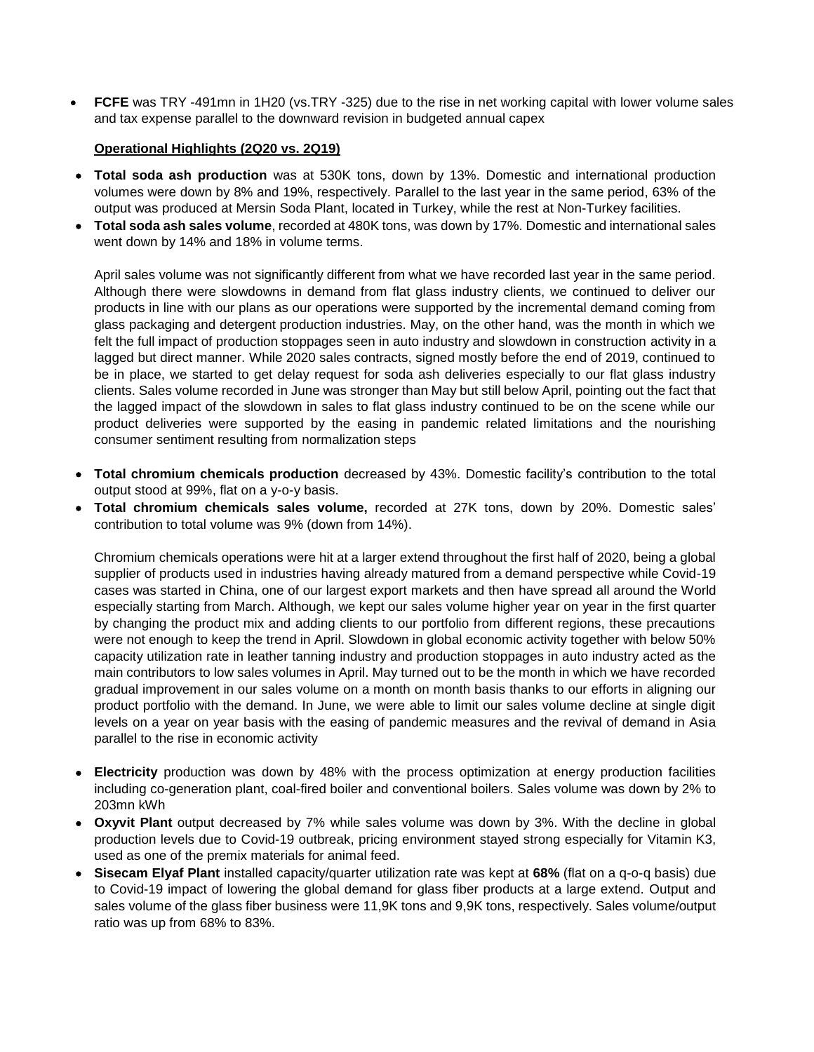- **FCFE** was TRY -491mn in 1H20 (vs.TRY -325) due to the rise in net working capital with lower volume sales and tax expense parallel to the downward revision in budgeted annual capex

**Operational Highlights (2Q20 vs. 2Q19)**

- **Total soda ash production** was at 530K tons, down by 13%. Domestic and international production volumes were down by 8% and 19%, respectively. Parallel to the last year in the same period, 63% of the output was produced at Mersin Soda Plant, located in Turkey, while the rest at Non-Turkey facilities.
- **Total soda ash sales volume**, recorded at 480K tons, was down by 17%. Domestic and international sales went down by 14% and 18% in volume terms.

  April sales volume was not significantly different from what we have recorded last year in the same period. Although there were slowdowns in demand from flat glass industry clients, we continued to deliver our products in line with our plans as our operations were supported by the incremental demand coming from glass packaging and detergent production industries. May, on the other hand, was the month in which we felt the full impact of production stoppages seen in auto industry and slowdown in construction activity in a lagged but direct manner. While 2020 sales contracts, signed mostly before the end of 2019, continued to be in place, we started to get delay request for soda ash deliveries especially to our flat glass industry clients. Sales volume recorded in June was stronger than May but still below April, pointing out the fact that the lagged impact of the slowdown in sales to flat glass industry continued to be on the scene while our product deliveries were supported by the easing in pandemic related limitations and the nourishing consumer sentiment resulting from normalization steps

- **Total chromium chemicals production** decreased by 43%. Domestic facility's contribution to the total output stood at 99%, flat on a y-o-y basis.
- **Total chromium chemicals sales volume,** recorded at 27K tons, down by 20%. Domestic sales' contribution to total volume was 9% (down from 14%).

  Chromium chemicals operations were hit at a larger extend throughout the first half of 2020, being a global supplier of products used in industries having already matured from a demand perspective while Covid-19 cases was started in China, one of our largest export markets and then have spread all around the World especially starting from March. Although, we kept our sales volume higher year on year in the first quarter by changing the product mix and adding clients to our portfolio from different regions, these precautions were not enough to keep the trend in April. Slowdown in global economic activity together with below 50% capacity utilization rate in leather tanning industry and production stoppages in auto industry acted as the main contributors to low sales volumes in April. May turned out to be the month in which we have recorded gradual improvement in our sales volume on a month on month basis thanks to our efforts in aligning our product portfolio with the demand. In June, we were able to limit our sales volume decline at single digit levels on a year on year basis with the easing of pandemic measures and the revival of demand in Asia parallel to the rise in economic activity

- **Electricity** production was down by 48% with the process optimization at energy production facilities including co-generation plant, coal-fired boiler and conventional boilers. Sales volume was down by 2% to 203mn kWh
- **Oxyvit Plant** output decreased by 7% while sales volume was down by 3%. With the decline in global production levels due to Covid-19 outbreak, pricing environment stayed strong especially for Vitamin K3, used as one of the premix materials for animal feed.
- **Sisecam Elyaf Plant** installed capacity/quarter utilization rate was kept at **68%** (flat on a q-o-q basis) due to Covid-19 impact of lowering the global demand for glass fiber products at a large extend. Output and sales volume of the glass fiber business were 11,9K tons and 9,9K tons, respectively. Sales volume/output ratio was up from 68% to 83%.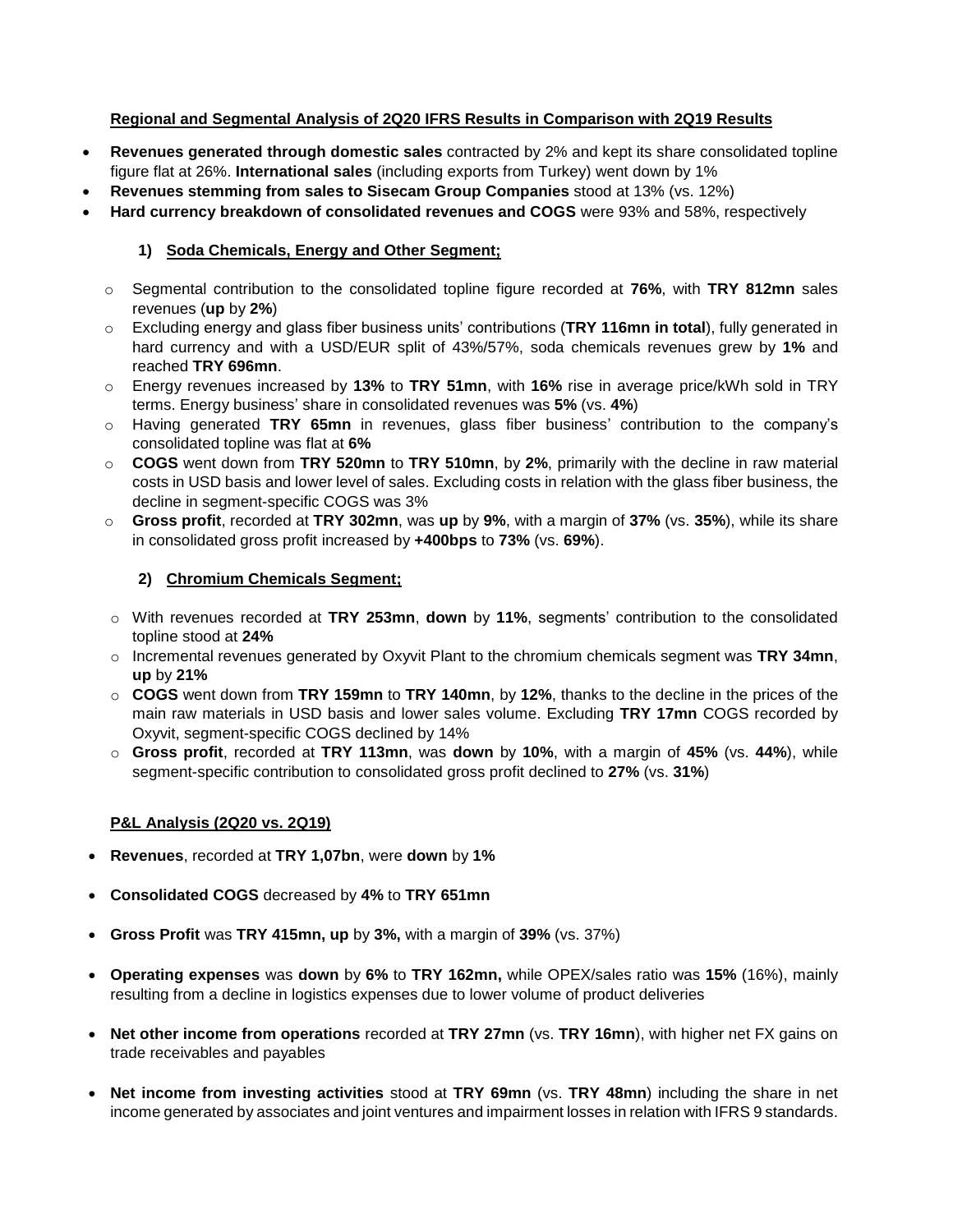**Regional and Segmental Analysis of 2Q20 IFRS Results in Comparison with 2Q19 Results**

- **Revenues generated through domestic sales** contracted by 2% and kept its share consolidated topline figure flat at 26%. **International sales** (including exports from Turkey) went down by 1%
- **Revenues stemming from sales to Sisecam Group Companies** stood at 13% (vs. 12%)
- **Hard currency breakdown of consolidated revenues and COGS** were 93% and 58%, respectively

**1) Soda Chemicals, Energy and Other Segment;**

- Segmental contribution to the consolidated topline figure recorded at **76%**, with **TRY 812mn** sales revenues (**up** by **2%**)
- Excluding energy and glass fiber business units' contributions (**TRY 116mn in total**), fully generated in hard currency and with a USD/EUR split of 43%/57%, soda chemicals revenues grew by **1%** and reached **TRY 696mn**.
- Energy revenues increased by **13%** to **TRY 51mn**, with **16%** rise in average price/kWh sold in TRY terms. Energy business' share in consolidated revenues was **5%** (vs. **4%**)
- Having generated **TRY 65mn** in revenues, glass fiber business' contribution to the company's consolidated topline was flat at **6%**
- **COGS** went down from **TRY 520mn** to **TRY 510mn**, by **2%**, primarily with the decline in raw material costs in USD basis and lower level of sales. Excluding costs in relation with the glass fiber business, the decline in segment-specific COGS was 3%
- **Gross profit**, recorded at **TRY 302mn**, was **up** by **9%**, with a margin of **37%** (vs. **35%**), while its share in consolidated gross profit increased by **+400bps** to **73%** (vs. **69%**).

**2) Chromium Chemicals Segment;**

- With revenues recorded at **TRY 253mn**, **down** by **11%**, segments' contribution to the consolidated topline stood at **24%**
- Incremental revenues generated by Oxyvit Plant to the chromium chemicals segment was **TRY 34mn**, **up** by **21%**
- **COGS** went down from **TRY 159mn** to **TRY 140mn**, by **12%**, thanks to the decline in the prices of the main raw materials in USD basis and lower sales volume. Excluding **TRY 17mn** COGS recorded by Oxyvit, segment-specific COGS declined by 14%
- **Gross profit**, recorded at **TRY 113mn**, was **down** by **10%**, with a margin of **45%** (vs. **44%**), while segment-specific contribution to consolidated gross profit declined to **27%** (vs. **31%**)

**P&L Analysis (2Q20 vs. 2Q19)**

- **Revenues**, recorded at **TRY 1,07bn**, were **down** by **1%**
- **Consolidated COGS** decreased by **4%** to **TRY 651mn**
- **Gross Profit** was **TRY 415mn, up** by **3%,** with a margin of **39%** (vs. 37%)
- **Operating expenses** was **down** by **6%** to **TRY 162mn,** while OPEX/sales ratio was **15%** (16%), mainly resulting from a decline in logistics expenses due to lower volume of product deliveries
- **Net other income from operations** recorded at **TRY 27mn** (vs. **TRY 16mn**), with higher net FX gains on trade receivables and payables
- **Net income from investing activities** stood at **TRY 69mn** (vs. **TRY 48mn**) including the share in net income generated by associates and joint ventures and impairment losses in relation with IFRS 9 standards.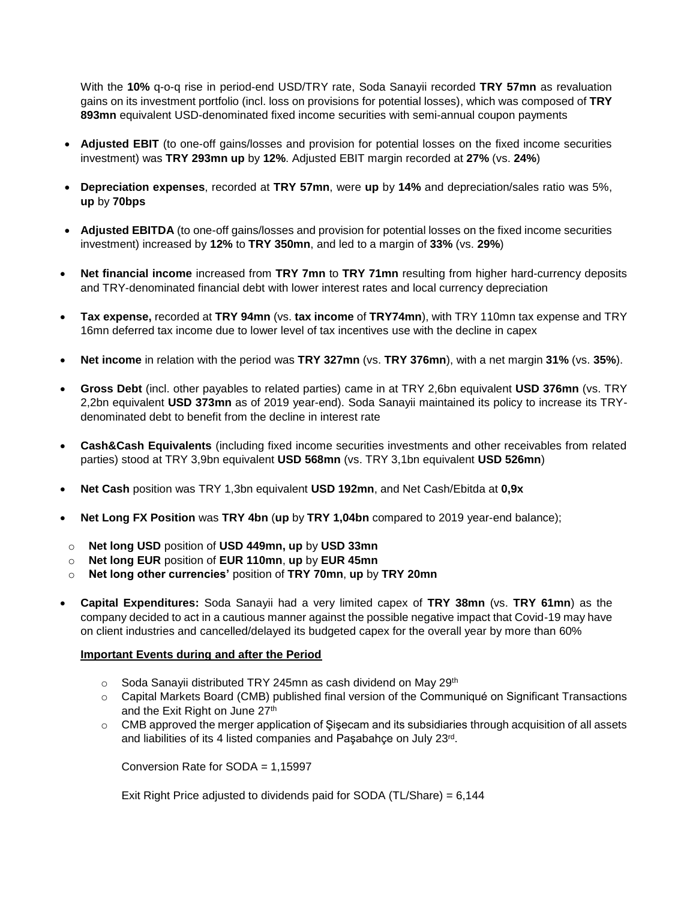With the **10%** q-o-q rise in period-end USD/TRY rate, Soda Sanayii recorded **TRY 57mn** as revaluation gains on its investment portfolio (incl. loss on provisions for potential losses), which was composed of **TRY 893mn** equivalent USD-denominated fixed income securities with semi-annual coupon payments

- **Adjusted EBIT** (to one-off gains/losses and provision for potential losses on the fixed income securities investment) was **TRY 293mn up** by **12%**. Adjusted EBIT margin recorded at **27%** (vs. **24%**)
- **Depreciation expenses**, recorded at **TRY 57mn**, were **up** by **14%** and depreciation/sales ratio was 5%, **up** by **70bps**
- **Adjusted EBITDA** (to one-off gains/losses and provision for potential losses on the fixed income securities investment) increased by **12%** to **TRY 350mn**, and led to a margin of **33%** (vs. **29%**)
- **Net financial income** increased from **TRY 7mn** to **TRY 71mn** resulting from higher hard-currency deposits and TRY-denominated financial debt with lower interest rates and local currency depreciation
- **Tax expense,** recorded at **TRY 94mn** (vs. **tax income** of **TRY74mn**), with TRY 110mn tax expense and TRY 16mn deferred tax income due to lower level of tax incentives use with the decline in capex
- **Net income** in relation with the period was **TRY 327mn** (vs. **TRY 376mn**), with a net margin **31%** (vs. **35%**).
- **Gross Debt** (incl. other payables to related parties) came in at TRY 2,6bn equivalent **USD 376mn** (vs. TRY 2,2bn equivalent **USD 373mn** as of 2019 year-end). Soda Sanayii maintained its policy to increase its TRY-denominated debt to benefit from the decline in interest rate
- **Cash&Cash Equivalents** (including fixed income securities investments and other receivables from related parties) stood at TRY 3,9bn equivalent **USD 568mn** (vs. TRY 3,1bn equivalent **USD 526mn**)
- **Net Cash** position was TRY 1,3bn equivalent **USD 192mn**, and Net Cash/Ebitda at **0,9x**
- **Net Long FX Position** was **TRY 4bn** (**up** by **TRY 1,04bn** compared to 2019 year-end balance);
  - **Net long USD** position of **USD 449mn, up** by **USD 33mn**
  - **Net long EUR** position of **EUR 110mn**, **up** by **EUR 45mn**
  - **Net long other currencies'** position of **TRY 70mn**, **up** by **TRY 20mn**
- **Capital Expenditures:** Soda Sanayii had a very limited capex of **TRY 38mn** (vs. **TRY 61mn**) as the company decided to act in a cautious manner against the possible negative impact that Covid-19 may have on client industries and cancelled/delayed its budgeted capex for the overall year by more than 60%

**Important Events during and after the Period**

- Soda Sanayii distributed TRY 245mn as cash dividend on May 29th
- Capital Markets Board (CMB) published final version of the Communiqué on Significant Transactions and the Exit Right on June 27th
- CMB approved the merger application of Şişecam and its subsidiaries through acquisition of all assets and liabilities of its 4 listed companies and Paşabahçe on July 23rd.

  Conversion Rate for SODA = 1,15997

  Exit Right Price adjusted to dividends paid for SODA (TL/Share) = 6,144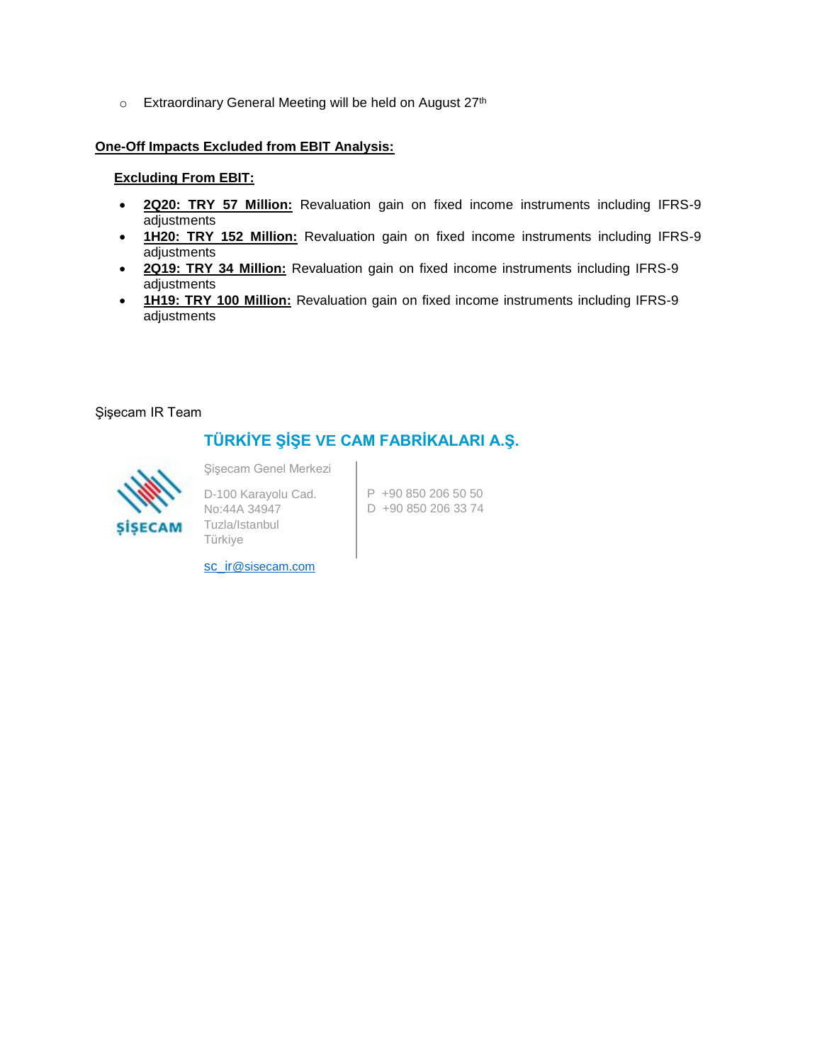- Extraordinary General Meeting will be held on August 27th

**One-Off Impacts Excluded from EBIT Analysis:**

**Excluding From EBIT:**

- **2Q20: TRY 57 Million:** Revaluation gain on fixed income instruments including IFRS-9 adjustments
- **1H20: TRY 152 Million:** Revaluation gain on fixed income instruments including IFRS-9 adjustments
- **2Q19: TRY 34 Million:** Revaluation gain on fixed income instruments including IFRS-9 adjustments
- **1H19: TRY 100 Million:** Revaluation gain on fixed income instruments including IFRS-9 adjustments

Şişecam IR Team

**TÜRKİYE ŞİŞE VE CAM FABRİKALARI A.Ş.**

ŞİŞECAM

Şişecam Genel Merkezi

D-100 Karayolu Cad.
No:44A 34947
Tuzla/Istanbul
Türkiye

P +90 850 206 50 50
D +90 850 206 33 74

sc_ir@sisecam.com